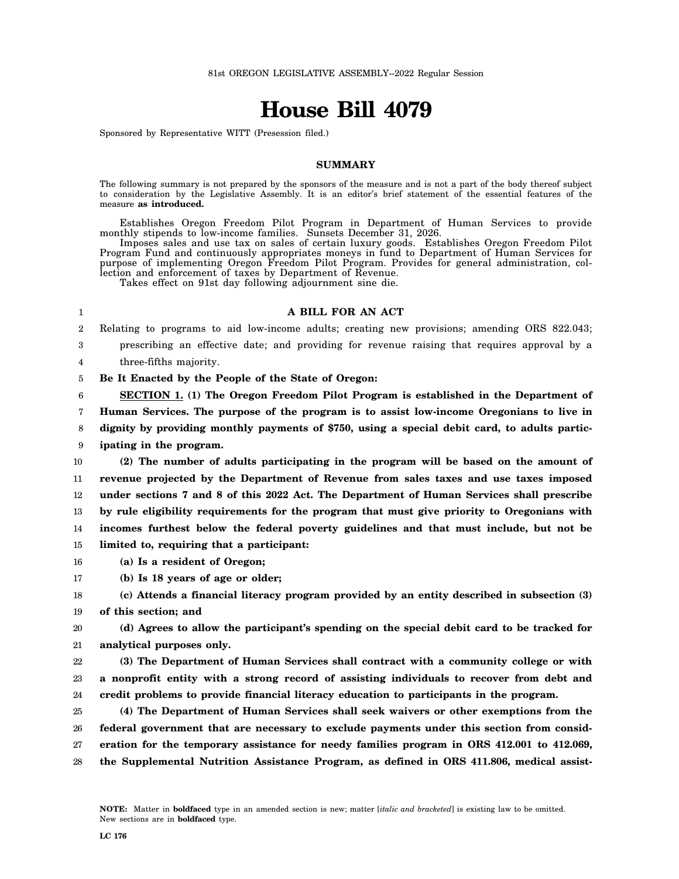81st OREGON LEGISLATIVE ASSEMBLY--2022 Regular Session

# House Bill 4079

Sponsored by Representative WITT (Presession filed.)

## SUMMARY

The following summary is not prepared by the sponsors of the measure and is not a part of the body thereof subject to consideration by the Legislative Assembly. It is an editor's brief statement of the essential features of the measure **as introduced.**

Establishes Oregon Freedom Pilot Program in Department of Human Services to provide monthly stipends to low-income families. Sunsets December 31, 2026.

Imposes sales and use tax on sales of certain luxury goods. Establishes Oregon Freedom Pilot Program Fund and continuously appropriates moneys in fund to Department of Human Services for purpose of implementing Oregon Freedom Pilot Program. Provides for general administration, collection and enforcement of taxes by Department of Revenue.

Takes effect on 91st day following adjournment sine die.

**A BILL FOR AN ACT**

Relating to programs to aid low-income adults; creating new provisions; amending ORS 822.043; prescribing an effective date; and providing for revenue raising that requires approval by a three-fifths majority.

**Be It Enacted by the People of the State of Oregon:**

**SECTION 1. (1) The Oregon Freedom Pilot Program is established in the Department of Human Services. The purpose of the program is to assist low-income Oregonians to live in dignity by providing monthly payments of $750, using a special debit card, to adults participating in the program.**

**(2) The number of adults participating in the program will be based on the amount of revenue projected by the Department of Revenue from sales taxes and use taxes imposed under sections 7 and 8 of this 2022 Act. The Department of Human Services shall prescribe by rule eligibility requirements for the program that must give priority to Oregonians with incomes furthest below the federal poverty guidelines and that must include, but not be limited to, requiring that a participant:**

**(a) Is a resident of Oregon;**

**(b) Is 18 years of age or older;**

**(c) Attends a financial literacy program provided by an entity described in subsection (3) of this section; and**

**(d) Agrees to allow the participant's spending on the special debit card to be tracked for analytical purposes only.**

**(3) The Department of Human Services shall contract with a community college or with a nonprofit entity with a strong record of assisting individuals to recover from debt and credit problems to provide financial literacy education to participants in the program.**

**(4) The Department of Human Services shall seek waivers or other exemptions from the federal government that are necessary to exclude payments under this section from consideration for the temporary assistance for needy families program in ORS 412.001 to 412.069, the Supplemental Nutrition Assistance Program, as defined in ORS 411.806, medical assist-**

**NOTE:** Matter in **boldfaced** type in an amended section is new; matter [*italic and bracketed*] is existing law to be omitted. New sections are in **boldfaced** type.

LC 176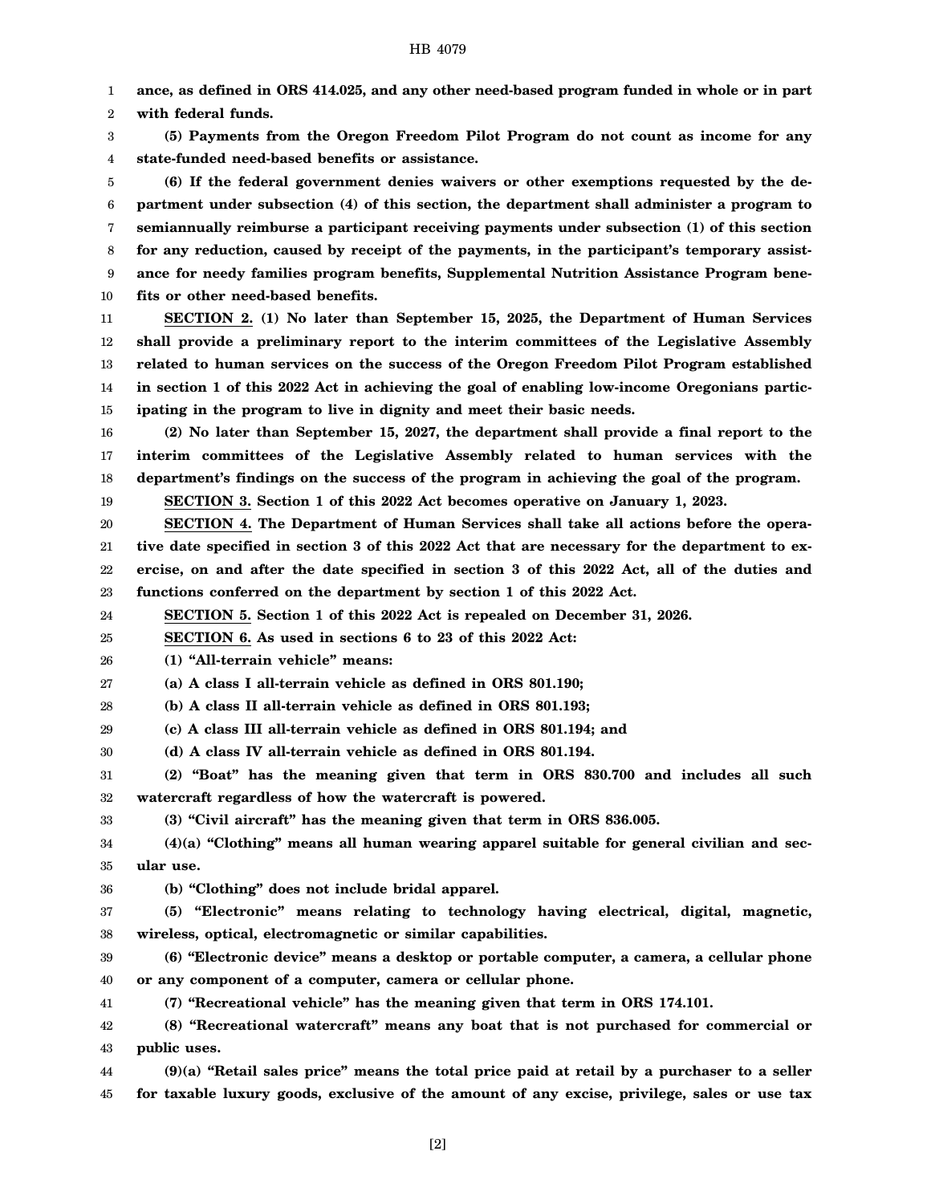**ance, as defined in ORS 414.025, and any other need-based program funded in whole or in part with federal funds.**

**(5) Payments from the Oregon Freedom Pilot Program do not count as income for any state-funded need-based benefits or assistance.**

**(6) If the federal government denies waivers or other exemptions requested by the department under subsection (4) of this section, the department shall administer a program to semiannually reimburse a participant receiving payments under subsection (1) of this section for any reduction, caused by receipt of the payments, in the participant's temporary assistance for needy families program benefits, Supplemental Nutrition Assistance Program benefits or other need-based benefits.**

**SECTION 2. (1) No later than September 15, 2025, the Department of Human Services shall provide a preliminary report to the interim committees of the Legislative Assembly related to human services on the success of the Oregon Freedom Pilot Program established in section 1 of this 2022 Act in achieving the goal of enabling low-income Oregonians participating in the program to live in dignity and meet their basic needs.**

**(2) No later than September 15, 2027, the department shall provide a final report to the interim committees of the Legislative Assembly related to human services with the department's findings on the success of the program in achieving the goal of the program.**

**SECTION 3. Section 1 of this 2022 Act becomes operative on January 1, 2023.**

**SECTION 4. The Department of Human Services shall take all actions before the operative date specified in section 3 of this 2022 Act that are necessary for the department to exercise, on and after the date specified in section 3 of this 2022 Act, all of the duties and functions conferred on the department by section 1 of this 2022 Act.**

**SECTION 5. Section 1 of this 2022 Act is repealed on December 31, 2026.**

**SECTION 6. As used in sections 6 to 23 of this 2022 Act:**

**(1) "All-terrain vehicle" means:**

**(a) A class I all-terrain vehicle as defined in ORS 801.190;**

**(b) A class II all-terrain vehicle as defined in ORS 801.193;**

**(c) A class III all-terrain vehicle as defined in ORS 801.194; and**

**(d) A class IV all-terrain vehicle as defined in ORS 801.194.**

**(2) "Boat" has the meaning given that term in ORS 830.700 and includes all such watercraft regardless of how the watercraft is powered.**

**(3) "Civil aircraft" has the meaning given that term in ORS 836.005.**

**(4)(a) "Clothing" means all human wearing apparel suitable for general civilian and secular use.**

**(b) "Clothing" does not include bridal apparel.**

**(5) "Electronic" means relating to technology having electrical, digital, magnetic, wireless, optical, electromagnetic or similar capabilities.**

**(6) "Electronic device" means a desktop or portable computer, a camera, a cellular phone or any component of a computer, camera or cellular phone.**

**(7) "Recreational vehicle" has the meaning given that term in ORS 174.101.**

**(8) "Recreational watercraft" means any boat that is not purchased for commercial or public uses.**

**(9)(a) "Retail sales price" means the total price paid at retail by a purchaser to a seller for taxable luxury goods, exclusive of the amount of any excise, privilege, sales or use tax**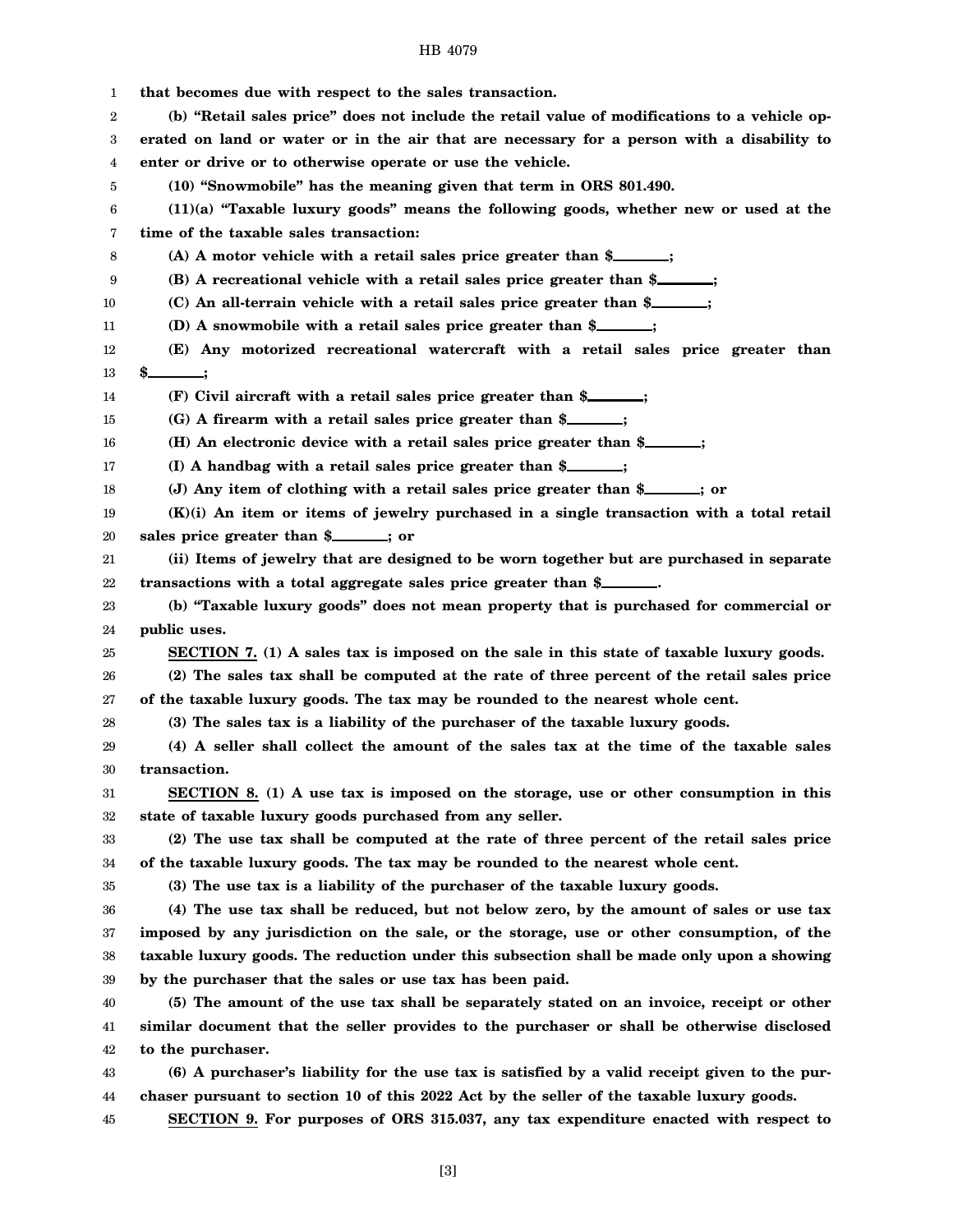**that becomes due with respect to the sales transaction.**

**(b) "Retail sales price" does not include the retail value of modifications to a vehicle operated on land or water or in the air that are necessary for a person with a disability to enter or drive or to otherwise operate or use the vehicle.**

**(10) "Snowmobile" has the meaning given that term in ORS 801.490.**

**(11)(a) "Taxable luxury goods" means the following goods, whether new or used at the time of the taxable sales transaction:**

**(A) A motor vehicle with a retail sales price greater than $\_\_\_\_\_\_;**

**(B) A recreational vehicle with a retail sales price greater than $\_\_\_\_\_\_;**

**(C) An all-terrain vehicle with a retail sales price greater than $\_\_\_\_\_\_;**

**(D) A snowmobile with a retail sales price greater than $\_\_\_\_\_\_;**

**(E) Any motorized recreational watercraft with a retail sales price greater than $\_\_\_\_\_\_;**

**(F) Civil aircraft with a retail sales price greater than $\_\_\_\_\_\_;**

**(G) A firearm with a retail sales price greater than $\_\_\_\_\_\_;**

**(H) An electronic device with a retail sales price greater than $\_\_\_\_\_\_;**

**(I) A handbag with a retail sales price greater than $\_\_\_\_\_\_;**

**(J) Any item of clothing with a retail sales price greater than $\_\_\_\_\_\_; or**

**(K)(i) An item or items of jewelry purchased in a single transaction with a total retail sales price greater than $\_\_\_\_\_\_; or**

**(ii) Items of jewelry that are designed to be worn together but are purchased in separate transactions with a total aggregate sales price greater than $\_\_\_\_\_\_.**

**(b) "Taxable luxury goods" does not mean property that is purchased for commercial or public uses.**

**SECTION 7. (1) A sales tax is imposed on the sale in this state of taxable luxury goods.**

**(2) The sales tax shall be computed at the rate of three percent of the retail sales price of the taxable luxury goods. The tax may be rounded to the nearest whole cent.**

**(3) The sales tax is a liability of the purchaser of the taxable luxury goods.**

**(4) A seller shall collect the amount of the sales tax at the time of the taxable sales transaction.**

**SECTION 8. (1) A use tax is imposed on the storage, use or other consumption in this state of taxable luxury goods purchased from any seller.**

**(2) The use tax shall be computed at the rate of three percent of the retail sales price of the taxable luxury goods. The tax may be rounded to the nearest whole cent.**

**(3) The use tax is a liability of the purchaser of the taxable luxury goods.**

**(4) The use tax shall be reduced, but not below zero, by the amount of sales or use tax imposed by any jurisdiction on the sale, or the storage, use or other consumption, of the taxable luxury goods. The reduction under this subsection shall be made only upon a showing by the purchaser that the sales or use tax has been paid.**

**(5) The amount of the use tax shall be separately stated on an invoice, receipt or other similar document that the seller provides to the purchaser or shall be otherwise disclosed to the purchaser.**

**(6) A purchaser's liability for the use tax is satisfied by a valid receipt given to the purchaser pursuant to section 10 of this 2022 Act by the seller of the taxable luxury goods.**

**SECTION 9. For purposes of ORS 315.037, any tax expenditure enacted with respect to**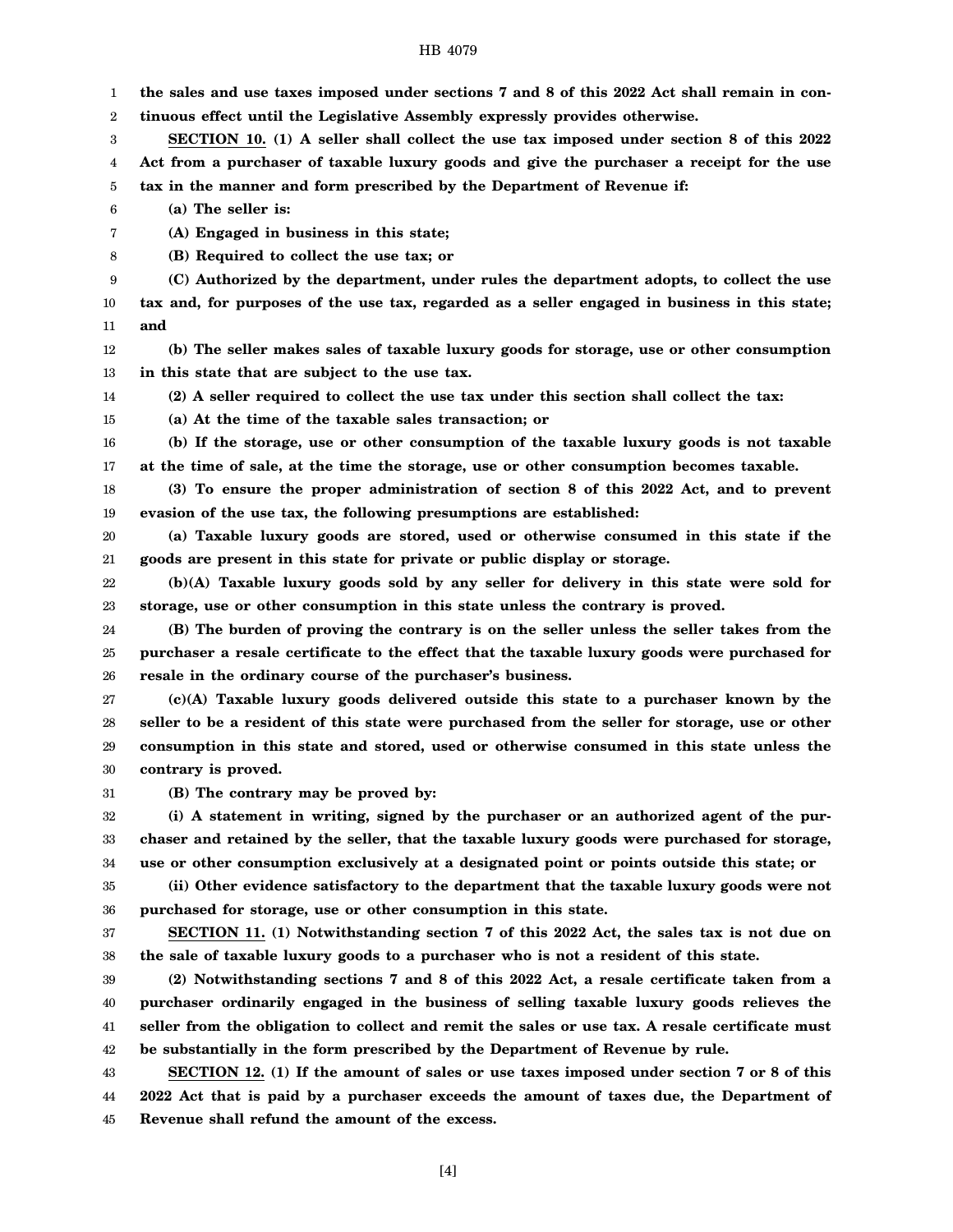**the sales and use taxes imposed under sections 7 and 8 of this 2022 Act shall remain in continuous effect until the Legislative Assembly expressly provides otherwise.**

**SECTION 10. (1) A seller shall collect the use tax imposed under section 8 of this 2022 Act from a purchaser of taxable luxury goods and give the purchaser a receipt for the use tax in the manner and form prescribed by the Department of Revenue if:**

**(a) The seller is:**

**(A) Engaged in business in this state;**

**(B) Required to collect the use tax; or**

**(C) Authorized by the department, under rules the department adopts, to collect the use tax and, for purposes of the use tax, regarded as a seller engaged in business in this state; and**

**(b) The seller makes sales of taxable luxury goods for storage, use or other consumption in this state that are subject to the use tax.**

**(2) A seller required to collect the use tax under this section shall collect the tax:**

**(a) At the time of the taxable sales transaction; or**

**(b) If the storage, use or other consumption of the taxable luxury goods is not taxable at the time of sale, at the time the storage, use or other consumption becomes taxable.**

**(3) To ensure the proper administration of section 8 of this 2022 Act, and to prevent evasion of the use tax, the following presumptions are established:**

**(a) Taxable luxury goods are stored, used or otherwise consumed in this state if the goods are present in this state for private or public display or storage.**

**(b)(A) Taxable luxury goods sold by any seller for delivery in this state were sold for storage, use or other consumption in this state unless the contrary is proved.**

**(B) The burden of proving the contrary is on the seller unless the seller takes from the purchaser a resale certificate to the effect that the taxable luxury goods were purchased for resale in the ordinary course of the purchaser's business.**

**(c)(A) Taxable luxury goods delivered outside this state to a purchaser known by the seller to be a resident of this state were purchased from the seller for storage, use or other consumption in this state and stored, used or otherwise consumed in this state unless the contrary is proved.**

**(B) The contrary may be proved by:**

**(i) A statement in writing, signed by the purchaser or an authorized agent of the purchaser and retained by the seller, that the taxable luxury goods were purchased for storage, use or other consumption exclusively at a designated point or points outside this state; or**

**(ii) Other evidence satisfactory to the department that the taxable luxury goods were not purchased for storage, use or other consumption in this state.**

**SECTION 11. (1) Notwithstanding section 7 of this 2022 Act, the sales tax is not due on the sale of taxable luxury goods to a purchaser who is not a resident of this state.**

**(2) Notwithstanding sections 7 and 8 of this 2022 Act, a resale certificate taken from a purchaser ordinarily engaged in the business of selling taxable luxury goods relieves the seller from the obligation to collect and remit the sales or use tax. A resale certificate must be substantially in the form prescribed by the Department of Revenue by rule.**

**SECTION 12. (1) If the amount of sales or use taxes imposed under section 7 or 8 of this 2022 Act that is paid by a purchaser exceeds the amount of taxes due, the Department of Revenue shall refund the amount of the excess.**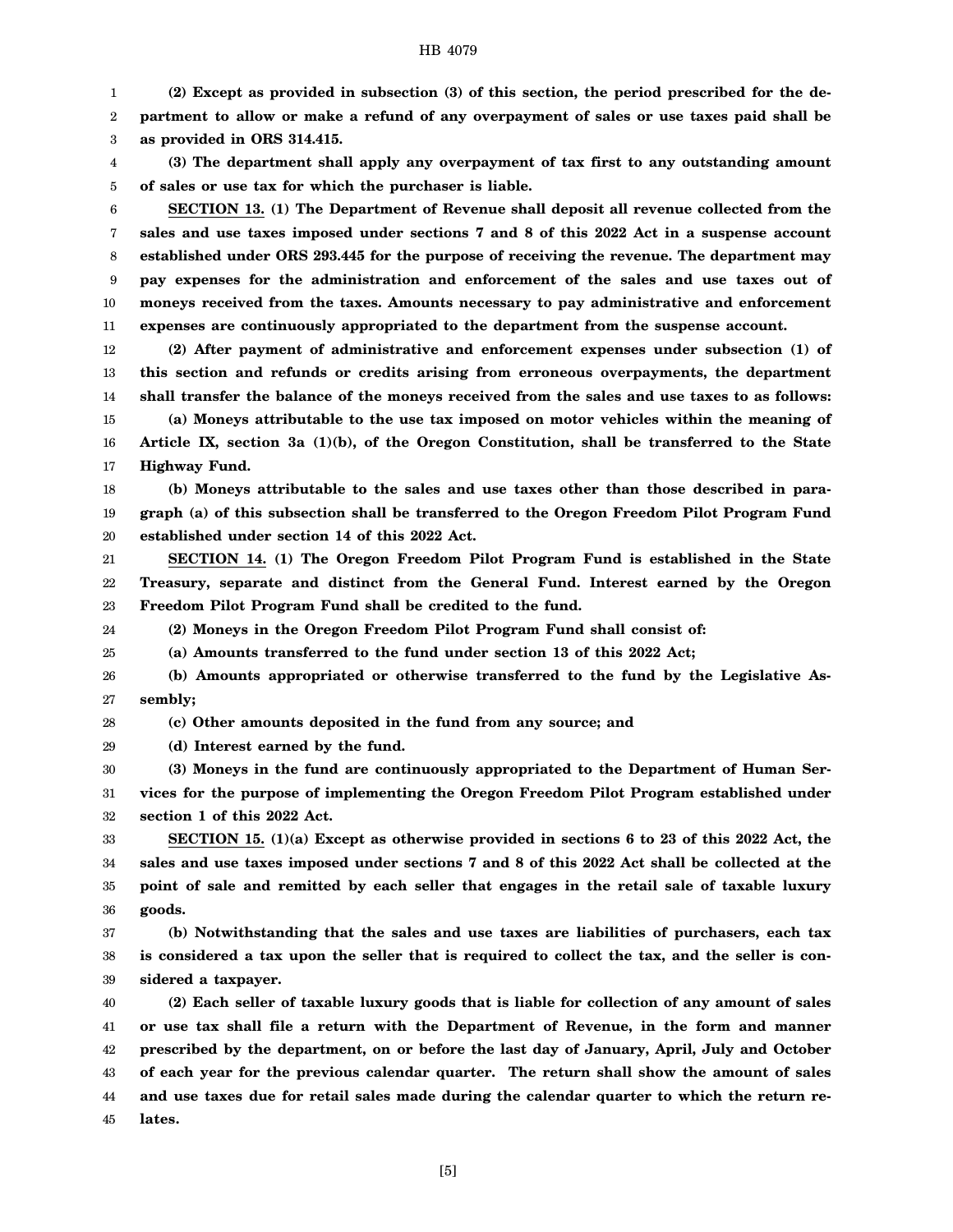**(2) Except as provided in subsection (3) of this section, the period prescribed for the department to allow or make a refund of any overpayment of sales or use taxes paid shall be as provided in ORS 314.415.**

**(3) The department shall apply any overpayment of tax first to any outstanding amount of sales or use tax for which the purchaser is liable.**

**SECTION 13. (1) The Department of Revenue shall deposit all revenue collected from the sales and use taxes imposed under sections 7 and 8 of this 2022 Act in a suspense account established under ORS 293.445 for the purpose of receiving the revenue. The department may pay expenses for the administration and enforcement of the sales and use taxes out of moneys received from the taxes. Amounts necessary to pay administrative and enforcement expenses are continuously appropriated to the department from the suspense account.**

**(2) After payment of administrative and enforcement expenses under subsection (1) of this section and refunds or credits arising from erroneous overpayments, the department shall transfer the balance of the moneys received from the sales and use taxes to as follows:**

**(a) Moneys attributable to the use tax imposed on motor vehicles within the meaning of Article IX, section 3a (1)(b), of the Oregon Constitution, shall be transferred to the State Highway Fund.**

**(b) Moneys attributable to the sales and use taxes other than those described in paragraph (a) of this subsection shall be transferred to the Oregon Freedom Pilot Program Fund established under section 14 of this 2022 Act.**

**SECTION 14. (1) The Oregon Freedom Pilot Program Fund is established in the State Treasury, separate and distinct from the General Fund. Interest earned by the Oregon Freedom Pilot Program Fund shall be credited to the fund.**

**(2) Moneys in the Oregon Freedom Pilot Program Fund shall consist of:**

**(a) Amounts transferred to the fund under section 13 of this 2022 Act;**

**(b) Amounts appropriated or otherwise transferred to the fund by the Legislative Assembly;**

**(c) Other amounts deposited in the fund from any source; and**

**(d) Interest earned by the fund.**

**(3) Moneys in the fund are continuously appropriated to the Department of Human Services for the purpose of implementing the Oregon Freedom Pilot Program established under section 1 of this 2022 Act.**

**SECTION 15. (1)(a) Except as otherwise provided in sections 6 to 23 of this 2022 Act, the sales and use taxes imposed under sections 7 and 8 of this 2022 Act shall be collected at the point of sale and remitted by each seller that engages in the retail sale of taxable luxury goods.**

**(b) Notwithstanding that the sales and use taxes are liabilities of purchasers, each tax is considered a tax upon the seller that is required to collect the tax, and the seller is considered a taxpayer.**

**(2) Each seller of taxable luxury goods that is liable for collection of any amount of sales or use tax shall file a return with the Department of Revenue, in the form and manner prescribed by the department, on or before the last day of January, April, July and October of each year for the previous calendar quarter. The return shall show the amount of sales and use taxes due for retail sales made during the calendar quarter to which the return relates.**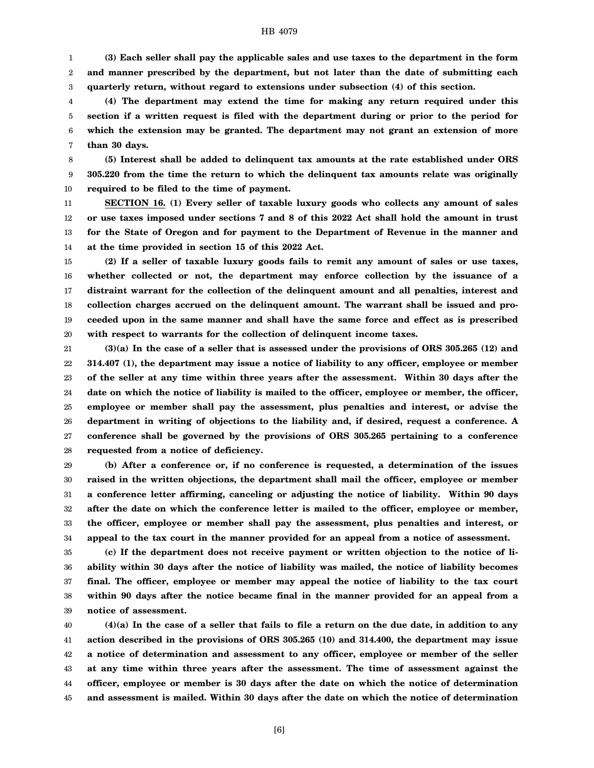**(3) Each seller shall pay the applicable sales and use taxes to the department in the form and manner prescribed by the department, but not later than the date of submitting each quarterly return, without regard to extensions under subsection (4) of this section.**

**(4) The department may extend the time for making any return required under this section if a written request is filed with the department during or prior to the period for which the extension may be granted. The department may not grant an extension of more than 30 days.**

**(5) Interest shall be added to delinquent tax amounts at the rate established under ORS 305.220 from the time the return to which the delinquent tax amounts relate was originally required to be filed to the time of payment.**

**SECTION 16. (1) Every seller of taxable luxury goods who collects any amount of sales or use taxes imposed under sections 7 and 8 of this 2022 Act shall hold the amount in trust for the State of Oregon and for payment to the Department of Revenue in the manner and at the time provided in section 15 of this 2022 Act.**

**(2) If a seller of taxable luxury goods fails to remit any amount of sales or use taxes, whether collected or not, the department may enforce collection by the issuance of a distraint warrant for the collection of the delinquent amount and all penalties, interest and collection charges accrued on the delinquent amount. The warrant shall be issued and proceeded upon in the same manner and shall have the same force and effect as is prescribed with respect to warrants for the collection of delinquent income taxes.**

**(3)(a) In the case of a seller that is assessed under the provisions of ORS 305.265 (12) and 314.407 (1), the department may issue a notice of liability to any officer, employee or member of the seller at any time within three years after the assessment. Within 30 days after the date on which the notice of liability is mailed to the officer, employee or member, the officer, employee or member shall pay the assessment, plus penalties and interest, or advise the department in writing of objections to the liability and, if desired, request a conference. A conference shall be governed by the provisions of ORS 305.265 pertaining to a conference requested from a notice of deficiency.**

**(b) After a conference or, if no conference is requested, a determination of the issues raised in the written objections, the department shall mail the officer, employee or member a conference letter affirming, canceling or adjusting the notice of liability. Within 90 days after the date on which the conference letter is mailed to the officer, employee or member, the officer, employee or member shall pay the assessment, plus penalties and interest, or appeal to the tax court in the manner provided for an appeal from a notice of assessment.**

**(c) If the department does not receive payment or written objection to the notice of liability within 30 days after the notice of liability was mailed, the notice of liability becomes final. The officer, employee or member may appeal the notice of liability to the tax court within 90 days after the notice became final in the manner provided for an appeal from a notice of assessment.**

**(4)(a) In the case of a seller that fails to file a return on the due date, in addition to any action described in the provisions of ORS 305.265 (10) and 314.400, the department may issue a notice of determination and assessment to any officer, employee or member of the seller at any time within three years after the assessment. The time of assessment against the officer, employee or member is 30 days after the date on which the notice of determination and assessment is mailed. Within 30 days after the date on which the notice of determination**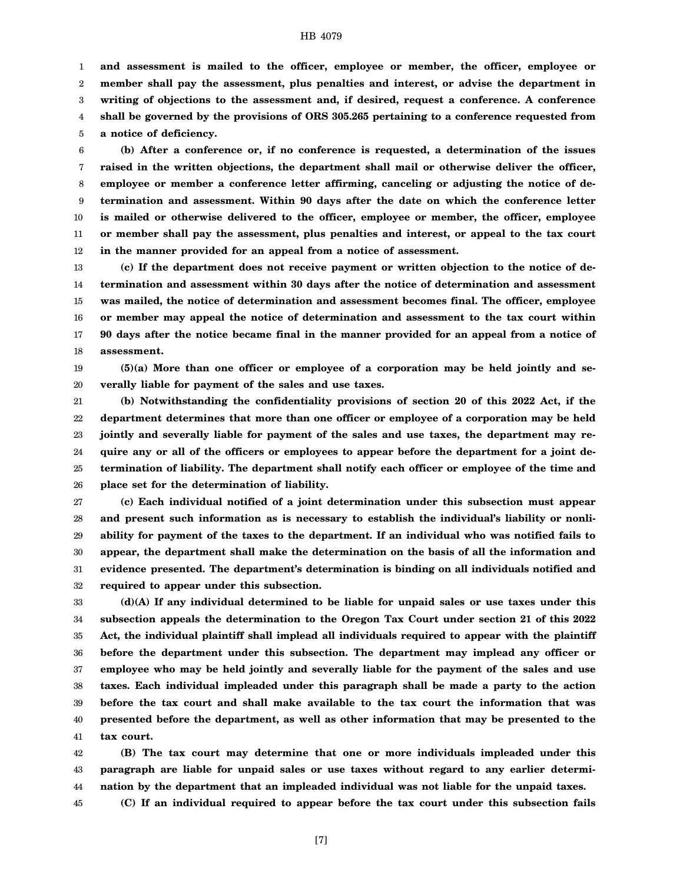**and assessment is mailed to the officer, employee or member, the officer, employee or member shall pay the assessment, plus penalties and interest, or advise the department in writing of objections to the assessment and, if desired, request a conference. A conference shall be governed by the provisions of ORS 305.265 pertaining to a conference requested from a notice of deficiency.**

**(b) After a conference or, if no conference is requested, a determination of the issues raised in the written objections, the department shall mail or otherwise deliver the officer, employee or member a conference letter affirming, canceling or adjusting the notice of determination and assessment. Within 90 days after the date on which the conference letter is mailed or otherwise delivered to the officer, employee or member, the officer, employee or member shall pay the assessment, plus penalties and interest, or appeal to the tax court in the manner provided for an appeal from a notice of assessment.**

**(c) If the department does not receive payment or written objection to the notice of determination and assessment within 30 days after the notice of determination and assessment was mailed, the notice of determination and assessment becomes final. The officer, employee or member may appeal the notice of determination and assessment to the tax court within 90 days after the notice became final in the manner provided for an appeal from a notice of assessment.**

**(5)(a) More than one officer or employee of a corporation may be held jointly and severally liable for payment of the sales and use taxes.**

**(b) Notwithstanding the confidentiality provisions of section 20 of this 2022 Act, if the department determines that more than one officer or employee of a corporation may be held jointly and severally liable for payment of the sales and use taxes, the department may require any or all of the officers or employees to appear before the department for a joint determination of liability. The department shall notify each officer or employee of the time and place set for the determination of liability.**

**(c) Each individual notified of a joint determination under this subsection must appear and present such information as is necessary to establish the individual's liability or nonliability for payment of the taxes to the department. If an individual who was notified fails to appear, the department shall make the determination on the basis of all the information and evidence presented. The department's determination is binding on all individuals notified and required to appear under this subsection.**

**(d)(A) If any individual determined to be liable for unpaid sales or use taxes under this subsection appeals the determination to the Oregon Tax Court under section 21 of this 2022 Act, the individual plaintiff shall implead all individuals required to appear with the plaintiff before the department under this subsection. The department may implead any officer or employee who may be held jointly and severally liable for the payment of the sales and use taxes. Each individual impleaded under this paragraph shall be made a party to the action before the tax court and shall make available to the tax court the information that was presented before the department, as well as other information that may be presented to the tax court.**

**(B) The tax court may determine that one or more individuals impleaded under this paragraph are liable for unpaid sales or use taxes without regard to any earlier determination by the department that an impleaded individual was not liable for the unpaid taxes.**

**(C) If an individual required to appear before the tax court under this subsection fails**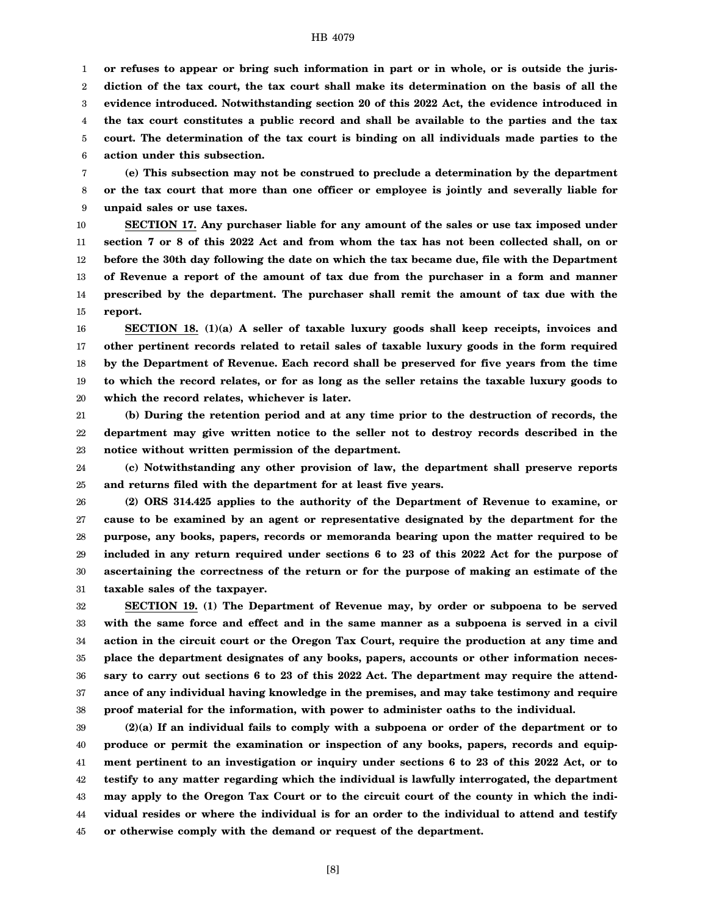**or refuses to appear or bring such information in part or in whole, or is outside the jurisdiction of the tax court, the tax court shall make its determination on the basis of all the evidence introduced. Notwithstanding section 20 of this 2022 Act, the evidence introduced in the tax court constitutes a public record and shall be available to the parties and the tax court. The determination of the tax court is binding on all individuals made parties to the action under this subsection.**

**(e) This subsection may not be construed to preclude a determination by the department or the tax court that more than one officer or employee is jointly and severally liable for unpaid sales or use taxes.**

**SECTION 17. Any purchaser liable for any amount of the sales or use tax imposed under section 7 or 8 of this 2022 Act and from whom the tax has not been collected shall, on or before the 30th day following the date on which the tax became due, file with the Department of Revenue a report of the amount of tax due from the purchaser in a form and manner prescribed by the department. The purchaser shall remit the amount of tax due with the report.**

**SECTION 18. (1)(a) A seller of taxable luxury goods shall keep receipts, invoices and other pertinent records related to retail sales of taxable luxury goods in the form required by the Department of Revenue. Each record shall be preserved for five years from the time to which the record relates, or for as long as the seller retains the taxable luxury goods to which the record relates, whichever is later.**

**(b) During the retention period and at any time prior to the destruction of records, the department may give written notice to the seller not to destroy records described in the notice without written permission of the department.**

**(c) Notwithstanding any other provision of law, the department shall preserve reports and returns filed with the department for at least five years.**

**(2) ORS 314.425 applies to the authority of the Department of Revenue to examine, or cause to be examined by an agent or representative designated by the department for the purpose, any books, papers, records or memoranda bearing upon the matter required to be included in any return required under sections 6 to 23 of this 2022 Act for the purpose of ascertaining the correctness of the return or for the purpose of making an estimate of the taxable sales of the taxpayer.**

**SECTION 19. (1) The Department of Revenue may, by order or subpoena to be served with the same force and effect and in the same manner as a subpoena is served in a civil action in the circuit court or the Oregon Tax Court, require the production at any time and place the department designates of any books, papers, accounts or other information necessary to carry out sections 6 to 23 of this 2022 Act. The department may require the attendance of any individual having knowledge in the premises, and may take testimony and require proof material for the information, with power to administer oaths to the individual.**

**(2)(a) If an individual fails to comply with a subpoena or order of the department or to produce or permit the examination or inspection of any books, papers, records and equipment pertinent to an investigation or inquiry under sections 6 to 23 of this 2022 Act, or to testify to any matter regarding which the individual is lawfully interrogated, the department may apply to the Oregon Tax Court or to the circuit court of the county in which the individual resides or where the individual is for an order to the individual to attend and testify or otherwise comply with the demand or request of the department.**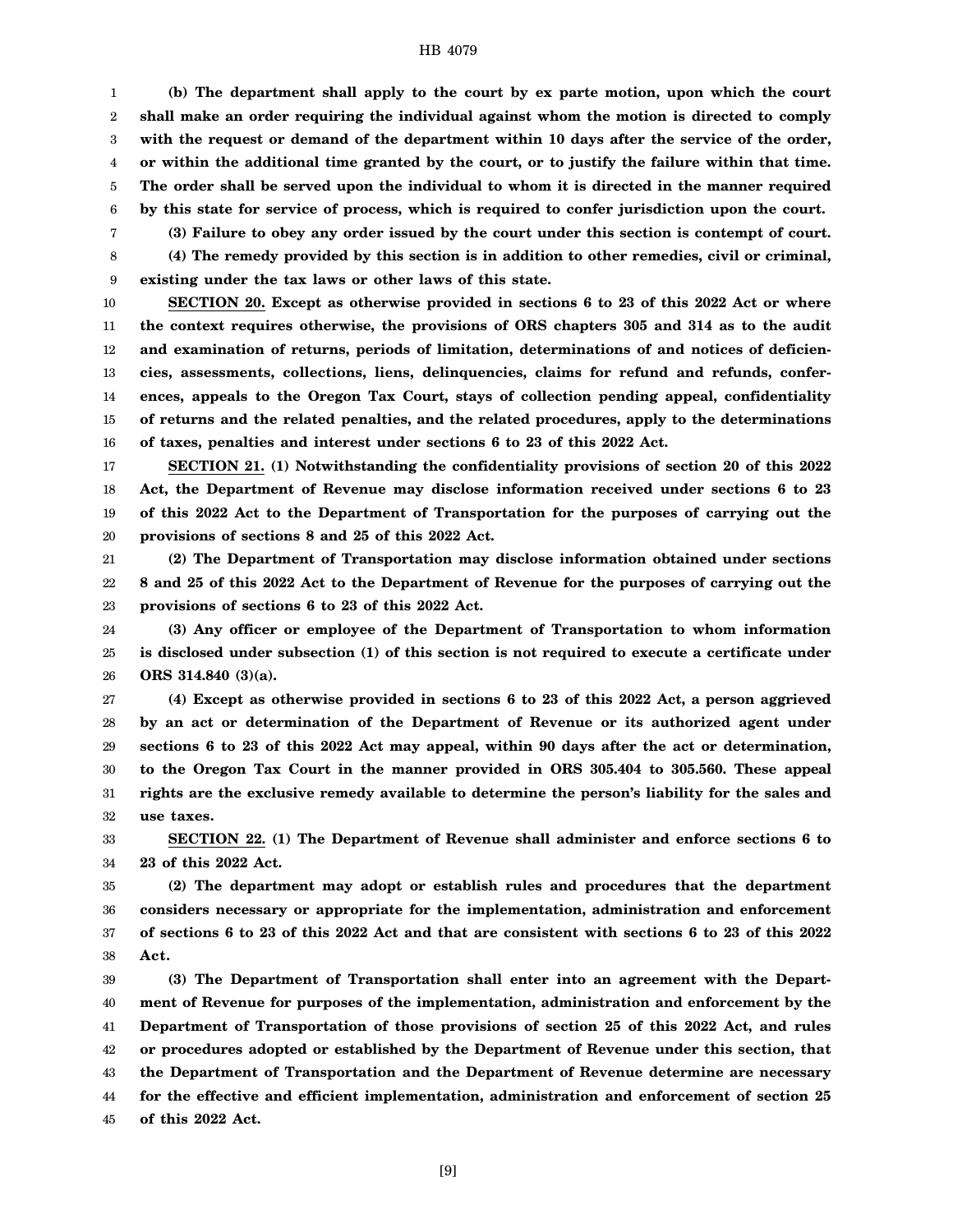**(b) The department shall apply to the court by ex parte motion, upon which the court shall make an order requiring the individual against whom the motion is directed to comply with the request or demand of the department within 10 days after the service of the order, or within the additional time granted by the court, or to justify the failure within that time. The order shall be served upon the individual to whom it is directed in the manner required by this state for service of process, which is required to confer jurisdiction upon the court.**

**(3) Failure to obey any order issued by the court under this section is contempt of court.**

**(4) The remedy provided by this section is in addition to other remedies, civil or criminal, existing under the tax laws or other laws of this state.**

**SECTION 20. Except as otherwise provided in sections 6 to 23 of this 2022 Act or where the context requires otherwise, the provisions of ORS chapters 305 and 314 as to the audit and examination of returns, periods of limitation, determinations of and notices of deficiencies, assessments, collections, liens, delinquencies, claims for refund and refunds, conferences, appeals to the Oregon Tax Court, stays of collection pending appeal, confidentiality of returns and the related penalties, and the related procedures, apply to the determinations of taxes, penalties and interest under sections 6 to 23 of this 2022 Act.**

**SECTION 21. (1) Notwithstanding the confidentiality provisions of section 20 of this 2022 Act, the Department of Revenue may disclose information received under sections 6 to 23 of this 2022 Act to the Department of Transportation for the purposes of carrying out the provisions of sections 8 and 25 of this 2022 Act.**

**(2) The Department of Transportation may disclose information obtained under sections 8 and 25 of this 2022 Act to the Department of Revenue for the purposes of carrying out the provisions of sections 6 to 23 of this 2022 Act.**

**(3) Any officer or employee of the Department of Transportation to whom information is disclosed under subsection (1) of this section is not required to execute a certificate under ORS 314.840 (3)(a).**

**(4) Except as otherwise provided in sections 6 to 23 of this 2022 Act, a person aggrieved by an act or determination of the Department of Revenue or its authorized agent under sections 6 to 23 of this 2022 Act may appeal, within 90 days after the act or determination, to the Oregon Tax Court in the manner provided in ORS 305.404 to 305.560. These appeal rights are the exclusive remedy available to determine the person's liability for the sales and use taxes.**

**SECTION 22. (1) The Department of Revenue shall administer and enforce sections 6 to 23 of this 2022 Act.**

**(2) The department may adopt or establish rules and procedures that the department considers necessary or appropriate for the implementation, administration and enforcement of sections 6 to 23 of this 2022 Act and that are consistent with sections 6 to 23 of this 2022 Act.**

**(3) The Department of Transportation shall enter into an agreement with the Department of Revenue for purposes of the implementation, administration and enforcement by the Department of Transportation of those provisions of section 25 of this 2022 Act, and rules or procedures adopted or established by the Department of Revenue under this section, that the Department of Transportation and the Department of Revenue determine are necessary for the effective and efficient implementation, administration and enforcement of section 25 of this 2022 Act.**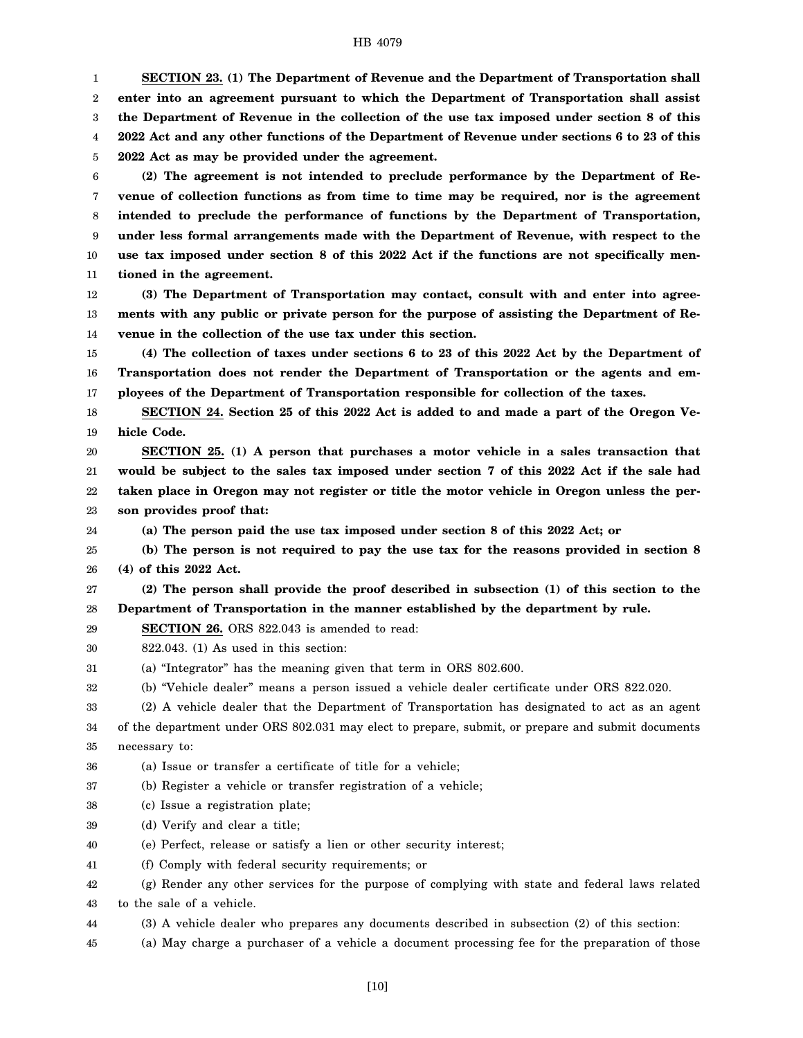**SECTION 23. (1) The Department of Revenue and the Department of Transportation shall enter into an agreement pursuant to which the Department of Transportation shall assist the Department of Revenue in the collection of the use tax imposed under section 8 of this 2022 Act and any other functions of the Department of Revenue under sections 6 to 23 of this 2022 Act as may be provided under the agreement.**

**(2) The agreement is not intended to preclude performance by the Department of Revenue of collection functions as from time to time may be required, nor is the agreement intended to preclude the performance of functions by the Department of Transportation, under less formal arrangements made with the Department of Revenue, with respect to the use tax imposed under section 8 of this 2022 Act if the functions are not specifically mentioned in the agreement.**

**(3) The Department of Transportation may contact, consult with and enter into agreements with any public or private person for the purpose of assisting the Department of Revenue in the collection of the use tax under this section.**

**(4) The collection of taxes under sections 6 to 23 of this 2022 Act by the Department of Transportation does not render the Department of Transportation or the agents and employees of the Department of Transportation responsible for collection of the taxes.**

**SECTION 24. Section 25 of this 2022 Act is added to and made a part of the Oregon Vehicle Code.**

**SECTION 25. (1) A person that purchases a motor vehicle in a sales transaction that would be subject to the sales tax imposed under section 7 of this 2022 Act if the sale had taken place in Oregon may not register or title the motor vehicle in Oregon unless the person provides proof that:**

**(a) The person paid the use tax imposed under section 8 of this 2022 Act; or**

**(b) The person is not required to pay the use tax for the reasons provided in section 8 (4) of this 2022 Act.**

**(2) The person shall provide the proof described in subsection (1) of this section to the Department of Transportation in the manner established by the department by rule.**

**SECTION 26.** ORS 822.043 is amended to read:

822.043. (1) As used in this section:

(a) "Integrator" has the meaning given that term in ORS 802.600.

(b) "Vehicle dealer" means a person issued a vehicle dealer certificate under ORS 822.020.

(2) A vehicle dealer that the Department of Transportation has designated to act as an agent of the department under ORS 802.031 may elect to prepare, submit, or prepare and submit documents necessary to:

(a) Issue or transfer a certificate of title for a vehicle;

(b) Register a vehicle or transfer registration of a vehicle;

(c) Issue a registration plate;

(d) Verify and clear a title;

(e) Perfect, release or satisfy a lien or other security interest;

(f) Comply with federal security requirements; or

(g) Render any other services for the purpose of complying with state and federal laws related to the sale of a vehicle.

(3) A vehicle dealer who prepares any documents described in subsection (2) of this section:

(a) May charge a purchaser of a vehicle a document processing fee for the preparation of those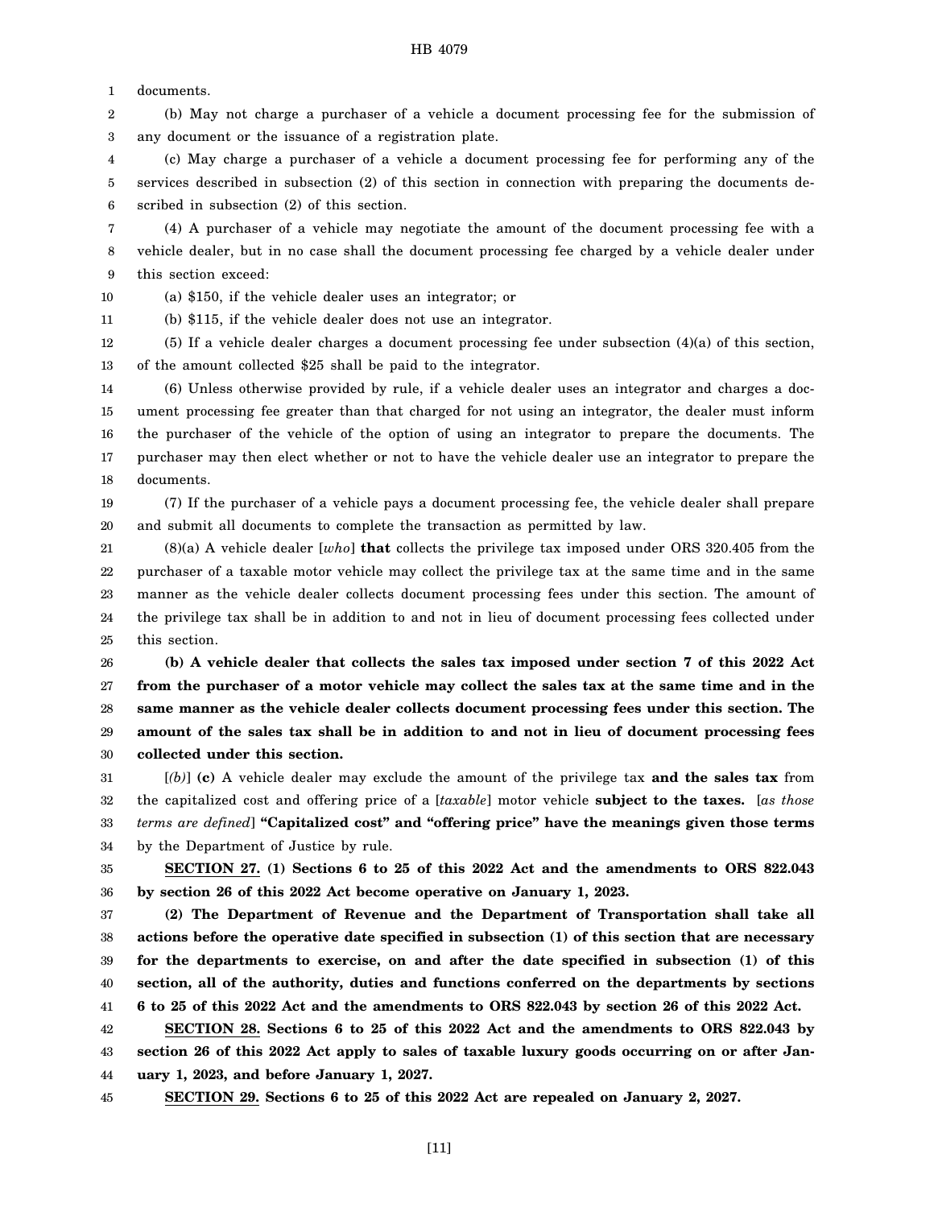documents.

(b) May not charge a purchaser of a vehicle a document processing fee for the submission of any document or the issuance of a registration plate.

(c) May charge a purchaser of a vehicle a document processing fee for performing any of the services described in subsection (2) of this section in connection with preparing the documents described in subsection (2) of this section.

(4) A purchaser of a vehicle may negotiate the amount of the document processing fee with a vehicle dealer, but in no case shall the document processing fee charged by a vehicle dealer under this section exceed:

(a) $150, if the vehicle dealer uses an integrator; or

(b) $115, if the vehicle dealer does not use an integrator.

(5) If a vehicle dealer charges a document processing fee under subsection (4)(a) of this section, of the amount collected $25 shall be paid to the integrator.

(6) Unless otherwise provided by rule, if a vehicle dealer uses an integrator and charges a document processing fee greater than that charged for not using an integrator, the dealer must inform the purchaser of the vehicle of the option of using an integrator to prepare the documents. The purchaser may then elect whether or not to have the vehicle dealer use an integrator to prepare the documents.

(7) If the purchaser of a vehicle pays a document processing fee, the vehicle dealer shall prepare and submit all documents to complete the transaction as permitted by law.

(8)(a) A vehicle dealer [*who*] **that** collects the privilege tax imposed under ORS 320.405 from the purchaser of a taxable motor vehicle may collect the privilege tax at the same time and in the same manner as the vehicle dealer collects document processing fees under this section. The amount of the privilege tax shall be in addition to and not in lieu of document processing fees collected under this section.

**(b) A vehicle dealer that collects the sales tax imposed under section 7 of this 2022 Act from the purchaser of a motor vehicle may collect the sales tax at the same time and in the same manner as the vehicle dealer collects document processing fees under this section. The amount of the sales tax shall be in addition to and not in lieu of document processing fees collected under this section.**

[*(b)*] **(c)** A vehicle dealer may exclude the amount of the privilege tax **and the sales tax** from the capitalized cost and offering price of a [*taxable*] motor vehicle **subject to the taxes.** [*as those terms are defined*] **"Capitalized cost" and "offering price" have the meanings given those terms** by the Department of Justice by rule.

**SECTION 27. (1) Sections 6 to 25 of this 2022 Act and the amendments to ORS 822.043 by section 26 of this 2022 Act become operative on January 1, 2023.**

**(2) The Department of Revenue and the Department of Transportation shall take all actions before the operative date specified in subsection (1) of this section that are necessary for the departments to exercise, on and after the date specified in subsection (1) of this section, all of the authority, duties and functions conferred on the departments by sections 6 to 25 of this 2022 Act and the amendments to ORS 822.043 by section 26 of this 2022 Act.**

**SECTION 28. Sections 6 to 25 of this 2022 Act and the amendments to ORS 822.043 by section 26 of this 2022 Act apply to sales of taxable luxury goods occurring on or after January 1, 2023, and before January 1, 2027.**

**SECTION 29. Sections 6 to 25 of this 2022 Act are repealed on January 2, 2027.**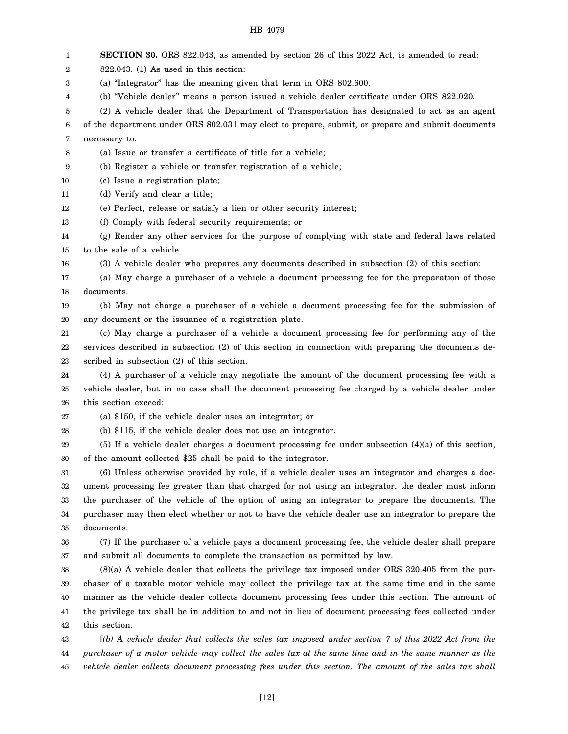**SECTION 30.** ORS 822.043, as amended by section 26 of this 2022 Act, is amended to read:

822.043. (1) As used in this section:

(a) "Integrator" has the meaning given that term in ORS 802.600.

(b) "Vehicle dealer" means a person issued a vehicle dealer certificate under ORS 822.020.

(2) A vehicle dealer that the Department of Transportation has designated to act as an agent of the department under ORS 802.031 may elect to prepare, submit, or prepare and submit documents necessary to:

(a) Issue or transfer a certificate of title for a vehicle;

(b) Register a vehicle or transfer registration of a vehicle;

(c) Issue a registration plate;

(d) Verify and clear a title;

(e) Perfect, release or satisfy a lien or other security interest;

(f) Comply with federal security requirements; or

(g) Render any other services for the purpose of complying with state and federal laws related to the sale of a vehicle.

(3) A vehicle dealer who prepares any documents described in subsection (2) of this section:

(a) May charge a purchaser of a vehicle a document processing fee for the preparation of those documents.

(b) May not charge a purchaser of a vehicle a document processing fee for the submission of any document or the issuance of a registration plate.

(c) May charge a purchaser of a vehicle a document processing fee for performing any of the services described in subsection (2) of this section in connection with preparing the documents described in subsection (2) of this section.

(4) A purchaser of a vehicle may negotiate the amount of the document processing fee with a vehicle dealer, but in no case shall the document processing fee charged by a vehicle dealer under this section exceed:

(a) $150, if the vehicle dealer uses an integrator; or

(b) $115, if the vehicle dealer does not use an integrator.

(5) If a vehicle dealer charges a document processing fee under subsection (4)(a) of this section, of the amount collected $25 shall be paid to the integrator.

(6) Unless otherwise provided by rule, if a vehicle dealer uses an integrator and charges a document processing fee greater than that charged for not using an integrator, the dealer must inform the purchaser of the vehicle of the option of using an integrator to prepare the documents. The purchaser may then elect whether or not to have the vehicle dealer use an integrator to prepare the documents.

(7) If the purchaser of a vehicle pays a document processing fee, the vehicle dealer shall prepare and submit all documents to complete the transaction as permitted by law.

(8)(a) A vehicle dealer that collects the privilege tax imposed under ORS 320.405 from the purchaser of a taxable motor vehicle may collect the privilege tax at the same time and in the same manner as the vehicle dealer collects document processing fees under this section. The amount of the privilege tax shall be in addition to and not in lieu of document processing fees collected under this section.

[*(b) A vehicle dealer that collects the sales tax imposed under section 7 of this 2022 Act from the purchaser of a motor vehicle may collect the sales tax at the same time and in the same manner as the vehicle dealer collects document processing fees under this section. The amount of the sales tax shall*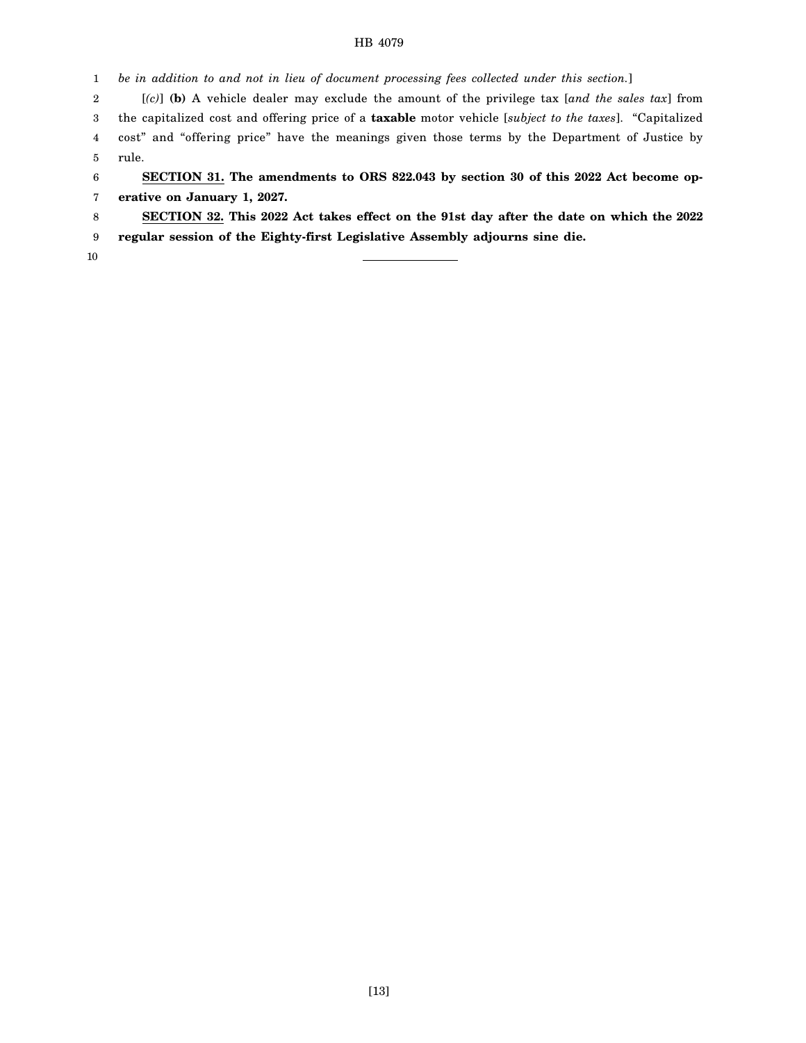*be in addition to and not in lieu of document processing fees collected under this section.*]

[*(c)*] **(b)** A vehicle dealer may exclude the amount of the privilege tax [*and the sales tax*] from the capitalized cost and offering price of a **taxable** motor vehicle [*subject to the taxes*]. "Capitalized cost" and "offering price" have the meanings given those terms by the Department of Justice by rule.

**SECTION 31. The amendments to ORS 822.043 by section 30 of this 2022 Act become operative on January 1, 2027.**

**SECTION 32. This 2022 Act takes effect on the 91st day after the date on which the 2022 regular session of the Eighty-first Legislative Assembly adjourns sine die.**